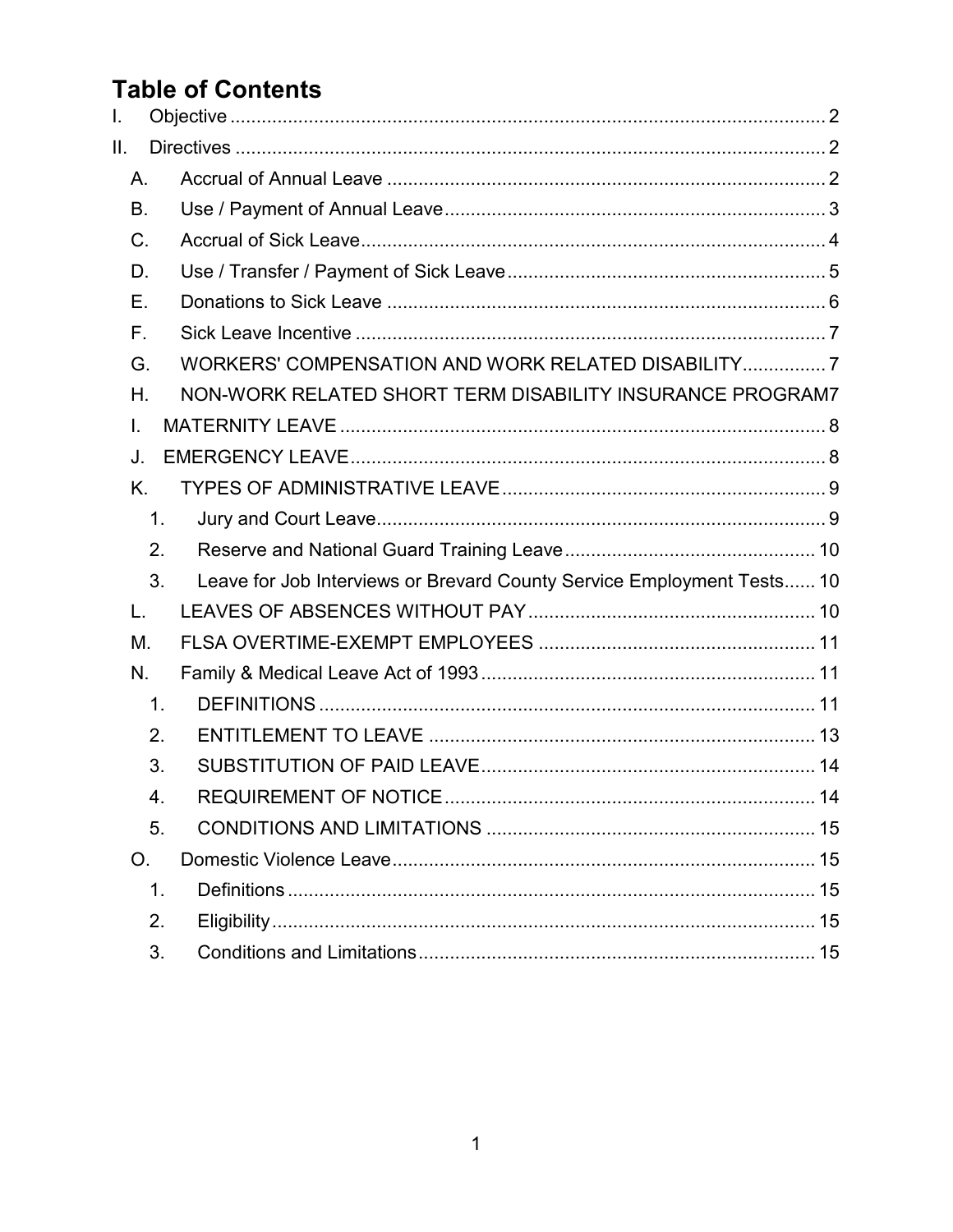# Table of Contents

- I. Objective ........ 2
- II. Directives ........ 2
  - A. Accrual of Annual Leave ........ 2
  - B. Use / Payment of Annual Leave ........ 3
  - C. Accrual of Sick Leave ........ 4
  - D. Use / Transfer / Payment of Sick Leave ........ 5
  - E. Donations to Sick Leave ........ 6
  - F. Sick Leave Incentive ........ 7
  - G. WORKERS' COMPENSATION AND WORK RELATED DISABILITY ........ 7
  - H. NON-WORK RELATED SHORT TERM DISABILITY INSURANCE PROGRAM ........ 7
  - I. MATERNITY LEAVE ........ 8
  - J. EMERGENCY LEAVE ........ 8
  - K. TYPES OF ADMINISTRATIVE LEAVE ........ 9
    - 1. Jury and Court Leave ........ 9
    - 2. Reserve and National Guard Training Leave ........ 10
    - 3. Leave for Job Interviews or Brevard County Service Employment Tests ........ 10
  - L. LEAVES OF ABSENCES WITHOUT PAY ........ 10
  - M. FLSA OVERTIME-EXEMPT EMPLOYEES ........ 11
  - N. Family & Medical Leave Act of 1993 ........ 11
    - 1. DEFINITIONS ........ 11
    - 2. ENTITLEMENT TO LEAVE ........ 13
    - 3. SUBSTITUTION OF PAID LEAVE ........ 14
    - 4. REQUIREMENT OF NOTICE ........ 14
    - 5. CONDITIONS AND LIMITATIONS ........ 15
  - O. Domestic Violence Leave ........ 15
    - 1. Definitions ........ 15
    - 2. Eligibility ........ 15
    - 3. Conditions and Limitations ........ 15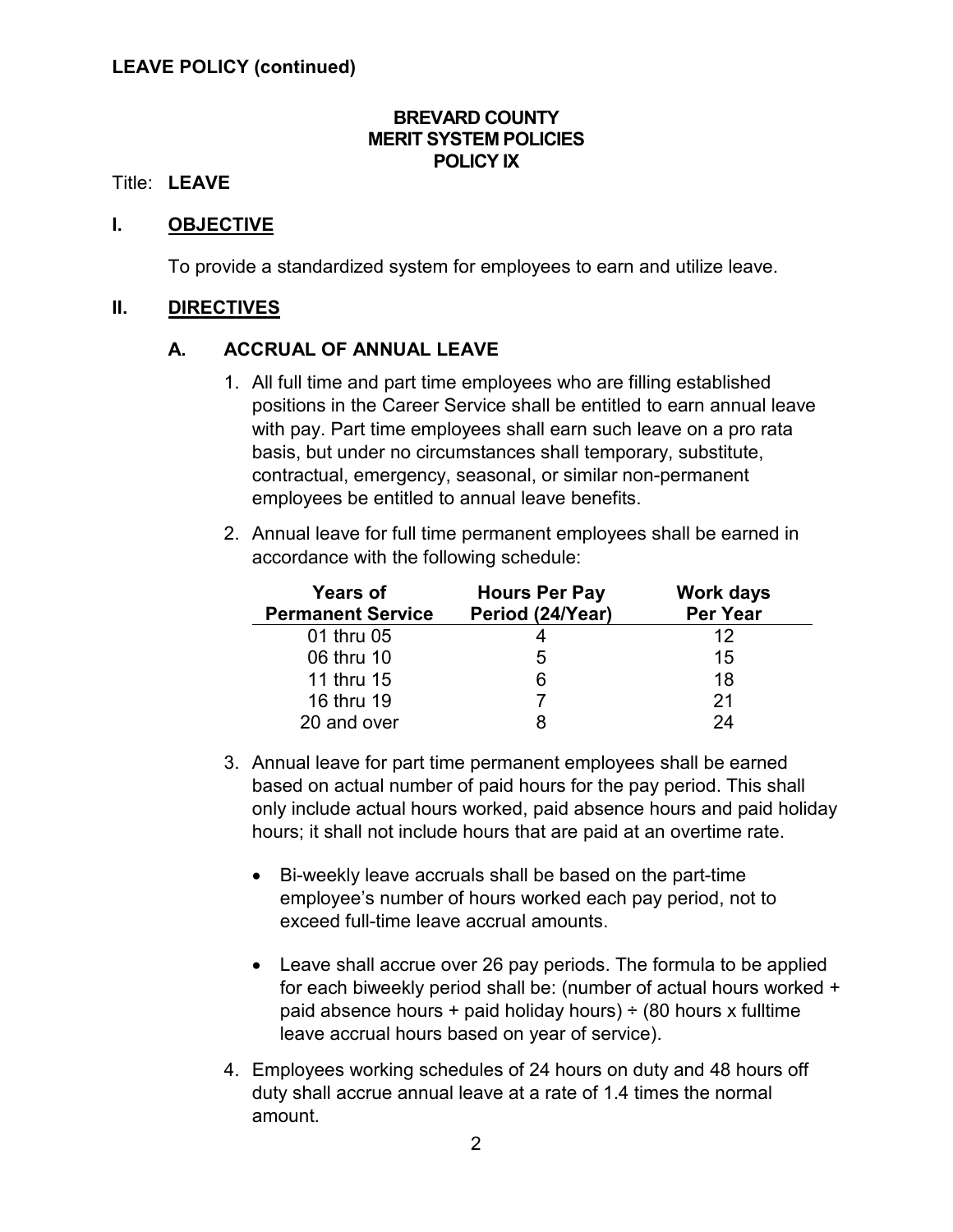**LEAVE POLICY (continued)**

**BREVARD COUNTY**
**MERIT SYSTEM POLICIES**
**POLICY IX**

Title: **LEAVE**

## I. OBJECTIVE

To provide a standardized system for employees to earn and utilize leave.

## II. DIRECTIVES

### A. ACCRUAL OF ANNUAL LEAVE

1. All full time and part time employees who are filling established positions in the Career Service shall be entitled to earn annual leave with pay. Part time employees shall earn such leave on a pro rata basis, but under no circumstances shall temporary, substitute, contractual, emergency, seasonal, or similar non-permanent employees be entitled to annual leave benefits.

2. Annual leave for full time permanent employees shall be earned in accordance with the following schedule:

| Years of Permanent Service | Hours Per Pay Period (24/Year) | Work days Per Year |
|---|---|---|
| 01 thru 05 | 4 | 12 |
| 06 thru 10 | 5 | 15 |
| 11 thru 15 | 6 | 18 |
| 16 thru 19 | 7 | 21 |
| 20 and over | 8 | 24 |

3. Annual leave for part time permanent employees shall be earned based on actual number of paid hours for the pay period. This shall only include actual hours worked, paid absence hours and paid holiday hours; it shall not include hours that are paid at an overtime rate.

   - Bi-weekly leave accruals shall be based on the part-time employee's number of hours worked each pay period, not to exceed full-time leave accrual amounts.

   - Leave shall accrue over 26 pay periods. The formula to be applied for each biweekly period shall be: (number of actual hours worked + paid absence hours + paid holiday hours) ÷ (80 hours x fulltime leave accrual hours based on year of service).

4. Employees working schedules of 24 hours on duty and 48 hours off duty shall accrue annual leave at a rate of 1.4 times the normal amount.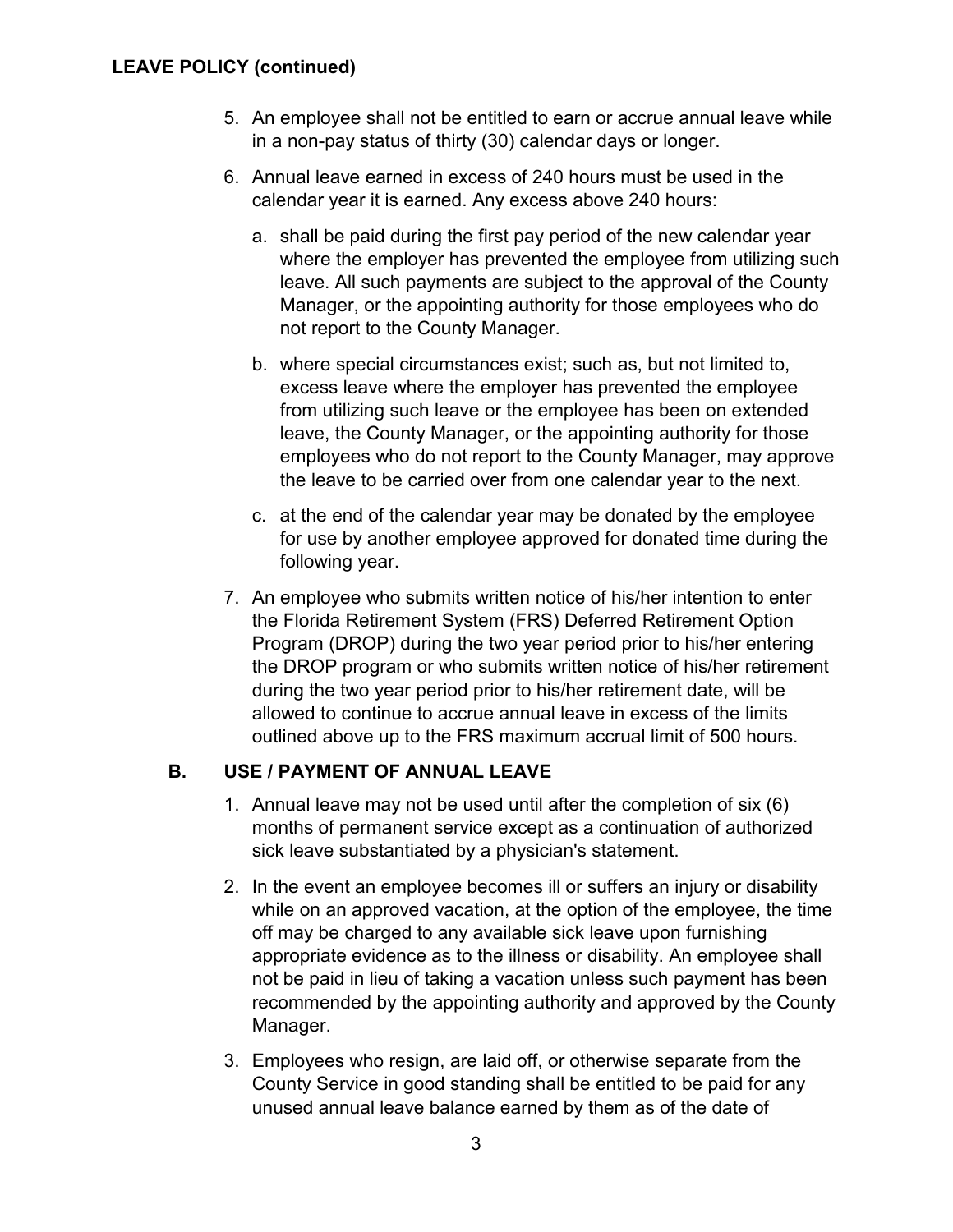**LEAVE POLICY (continued)**

5. An employee shall not be entitled to earn or accrue annual leave while in a non-pay status of thirty (30) calendar days or longer.

6. Annual leave earned in excess of 240 hours must be used in the calendar year it is earned. Any excess above 240 hours:

   a. shall be paid during the first pay period of the new calendar year where the employer has prevented the employee from utilizing such leave. All such payments are subject to the approval of the County Manager, or the appointing authority for those employees who do not report to the County Manager.

   b. where special circumstances exist; such as, but not limited to, excess leave where the employer has prevented the employee from utilizing such leave or the employee has been on extended leave, the County Manager, or the appointing authority for those employees who do not report to the County Manager, may approve the leave to be carried over from one calendar year to the next.

   c. at the end of the calendar year may be donated by the employee for use by another employee approved for donated time during the following year.

7. An employee who submits written notice of his/her intention to enter the Florida Retirement System (FRS) Deferred Retirement Option Program (DROP) during the two year period prior to his/her entering the DROP program or who submits written notice of his/her retirement during the two year period prior to his/her retirement date, will be allowed to continue to accrue annual leave in excess of the limits outlined above up to the FRS maximum accrual limit of 500 hours.

## B. USE / PAYMENT OF ANNUAL LEAVE

1. Annual leave may not be used until after the completion of six (6) months of permanent service except as a continuation of authorized sick leave substantiated by a physician's statement.

2. In the event an employee becomes ill or suffers an injury or disability while on an approved vacation, at the option of the employee, the time off may be charged to any available sick leave upon furnishing appropriate evidence as to the illness or disability. An employee shall not be paid in lieu of taking a vacation unless such payment has been recommended by the appointing authority and approved by the County Manager.

3. Employees who resign, are laid off, or otherwise separate from the County Service in good standing shall be entitled to be paid for any unused annual leave balance earned by them as of the date of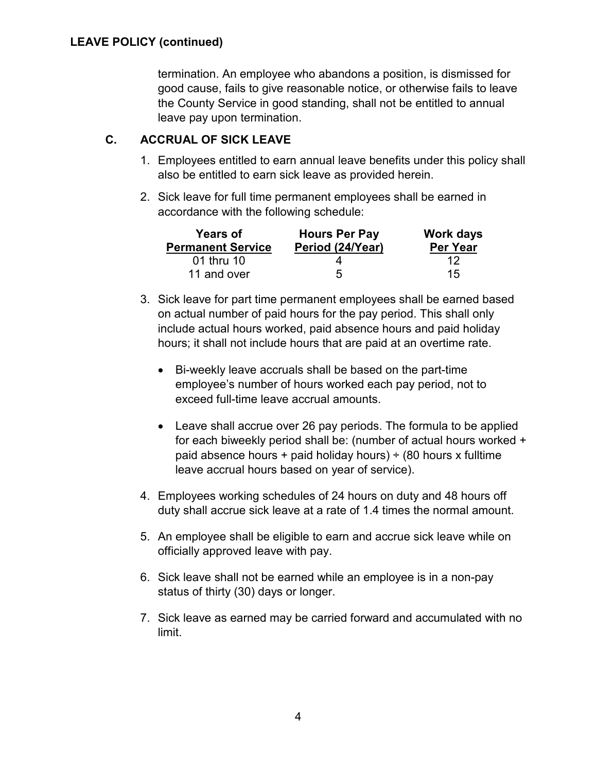termination. An employee who abandons a position, is dismissed for good cause, fails to give reasonable notice, or otherwise fails to leave the County Service in good standing, shall not be entitled to annual leave pay upon termination.

## C. ACCRUAL OF SICK LEAVE

1. Employees entitled to earn annual leave benefits under this policy shall also be entitled to earn sick leave as provided herein.

2. Sick leave for full time permanent employees shall be earned in accordance with the following schedule:

| Years of Permanent Service | Hours Per Pay Period (24/Year) | Work days Per Year |
|---|---|---|
| 01 thru 10 | 4 | 12 |
| 11 and over | 5 | 15 |

3. Sick leave for part time permanent employees shall be earned based on actual number of paid hours for the pay period. This shall only include actual hours worked, paid absence hours and paid holiday hours; it shall not include hours that are paid at an overtime rate.

   - Bi-weekly leave accruals shall be based on the part-time employee's number of hours worked each pay period, not to exceed full-time leave accrual amounts.

   - Leave shall accrue over 26 pay periods. The formula to be applied for each biweekly period shall be: (number of actual hours worked + paid absence hours + paid holiday hours) ÷ (80 hours x fulltime leave accrual hours based on year of service).

4. Employees working schedules of 24 hours on duty and 48 hours off duty shall accrue sick leave at a rate of 1.4 times the normal amount.

5. An employee shall be eligible to earn and accrue sick leave while on officially approved leave with pay.

6. Sick leave shall not be earned while an employee is in a non-pay status of thirty (30) days or longer.

7. Sick leave as earned may be carried forward and accumulated with no limit.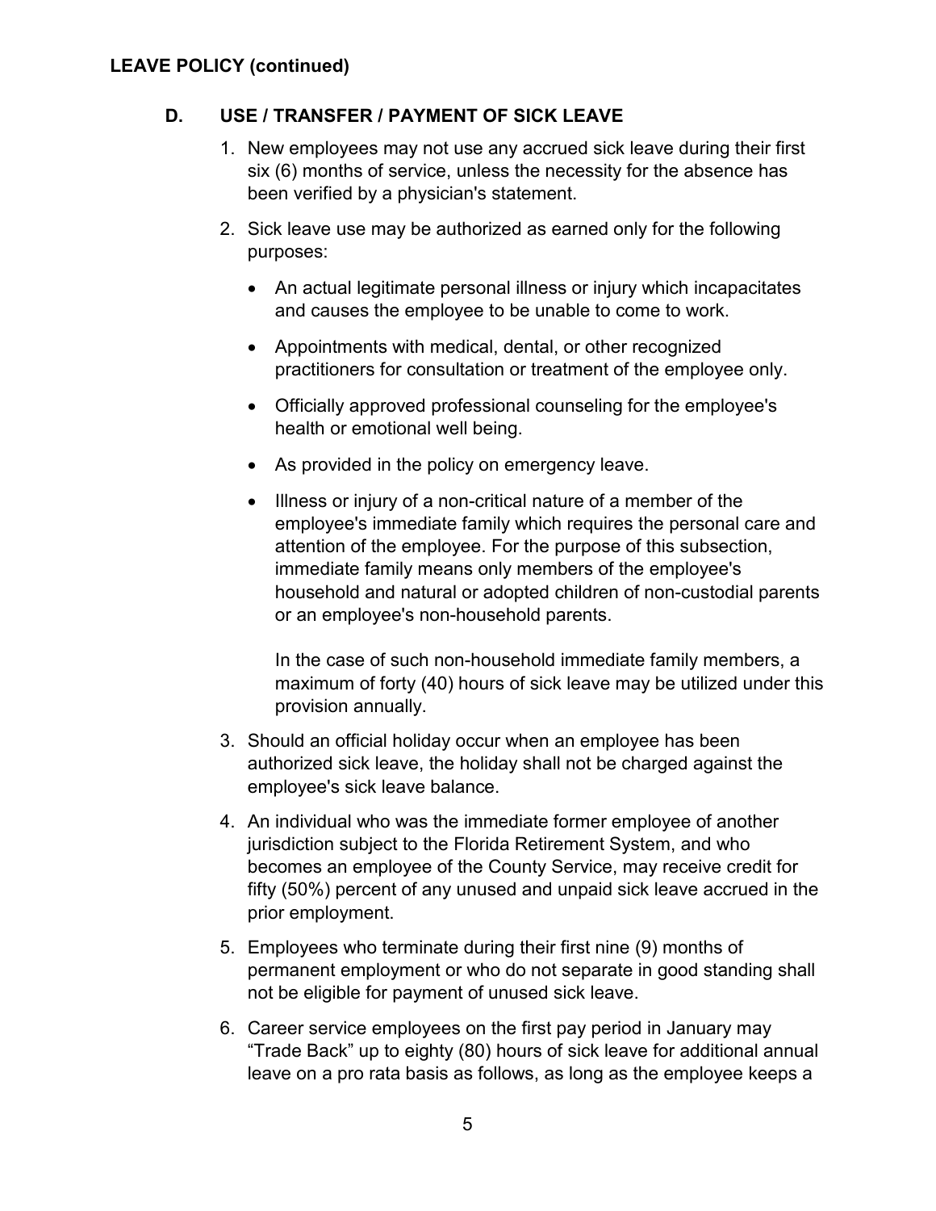**LEAVE POLICY (continued)**

### D. USE / TRANSFER / PAYMENT OF SICK LEAVE

1. New employees may not use any accrued sick leave during their first six (6) months of service, unless the necessity for the absence has been verified by a physician's statement.

2. Sick leave use may be authorized as earned only for the following purposes:

   - An actual legitimate personal illness or injury which incapacitates and causes the employee to be unable to come to work.
   - Appointments with medical, dental, or other recognized practitioners for consultation or treatment of the employee only.
   - Officially approved professional counseling for the employee's health or emotional well being.
   - As provided in the policy on emergency leave.
   - Illness or injury of a non-critical nature of a member of the employee's immediate family which requires the personal care and attention of the employee. For the purpose of this subsection, immediate family means only members of the employee's household and natural or adopted children of non-custodial parents or an employee's non-household parents.

     In the case of such non-household immediate family members, a maximum of forty (40) hours of sick leave may be utilized under this provision annually.

3. Should an official holiday occur when an employee has been authorized sick leave, the holiday shall not be charged against the employee's sick leave balance.

4. An individual who was the immediate former employee of another jurisdiction subject to the Florida Retirement System, and who becomes an employee of the County Service, may receive credit for fifty (50%) percent of any unused and unpaid sick leave accrued in the prior employment.

5. Employees who terminate during their first nine (9) months of permanent employment or who do not separate in good standing shall not be eligible for payment of unused sick leave.

6. Career service employees on the first pay period in January may "Trade Back" up to eighty (80) hours of sick leave for additional annual leave on a pro rata basis as follows, as long as the employee keeps a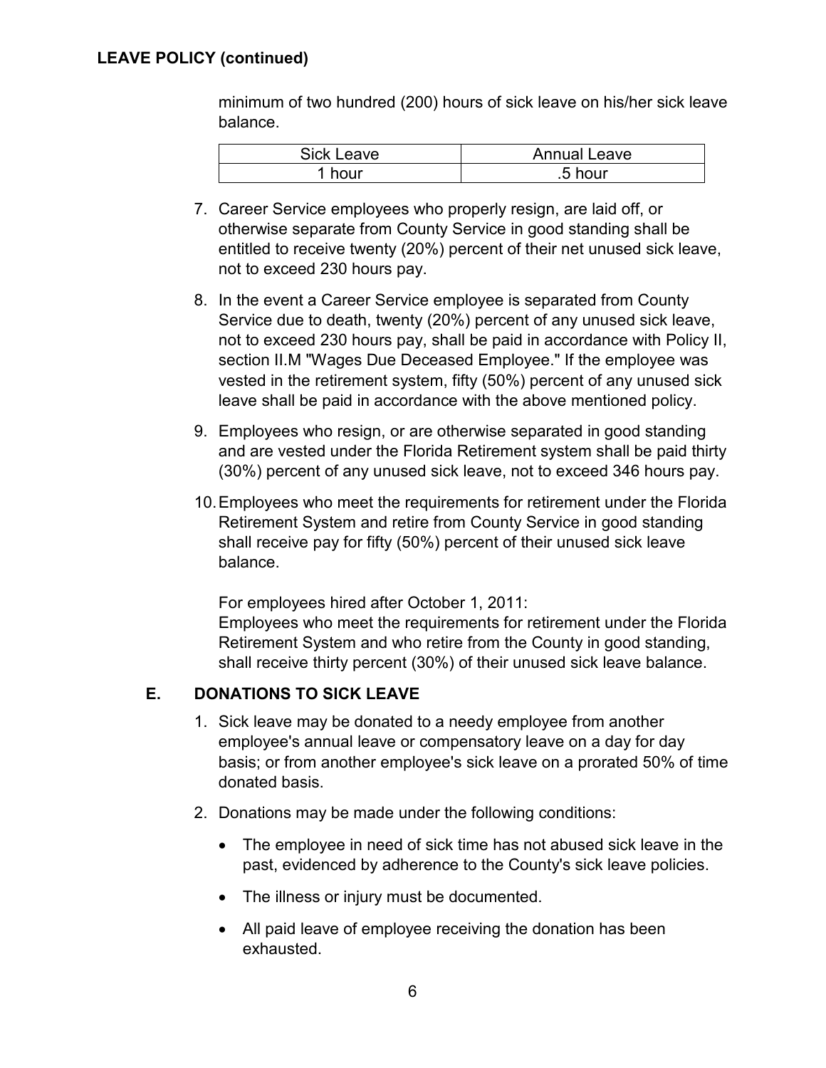minimum of two hundred (200) hours of sick leave on his/her sick leave balance.

| Sick Leave | Annual Leave |
| --- | --- |
| 1 hour | .5 hour |

7. Career Service employees who properly resign, are laid off, or otherwise separate from County Service in good standing shall be entitled to receive twenty (20%) percent of their net unused sick leave, not to exceed 230 hours pay.

8. In the event a Career Service employee is separated from County Service due to death, twenty (20%) percent of any unused sick leave, not to exceed 230 hours pay, shall be paid in accordance with Policy II, section II.M "Wages Due Deceased Employee." If the employee was vested in the retirement system, fifty (50%) percent of any unused sick leave shall be paid in accordance with the above mentioned policy.

9. Employees who resign, or are otherwise separated in good standing and are vested under the Florida Retirement system shall be paid thirty (30%) percent of any unused sick leave, not to exceed 346 hours pay.

10. Employees who meet the requirements for retirement under the Florida Retirement System and retire from County Service in good standing shall receive pay for fifty (50%) percent of their unused sick leave balance.

    For employees hired after October 1, 2011:
    Employees who meet the requirements for retirement under the Florida Retirement System and who retire from the County in good standing, shall receive thirty percent (30%) of their unused sick leave balance.

## E. DONATIONS TO SICK LEAVE

1. Sick leave may be donated to a needy employee from another employee's annual leave or compensatory leave on a day for day basis; or from another employee's sick leave on a prorated 50% of time donated basis.

2. Donations may be made under the following conditions:

    - The employee in need of sick time has not abused sick leave in the past, evidenced by adherence to the County's sick leave policies.
    - The illness or injury must be documented.
    - All paid leave of employee receiving the donation has been exhausted.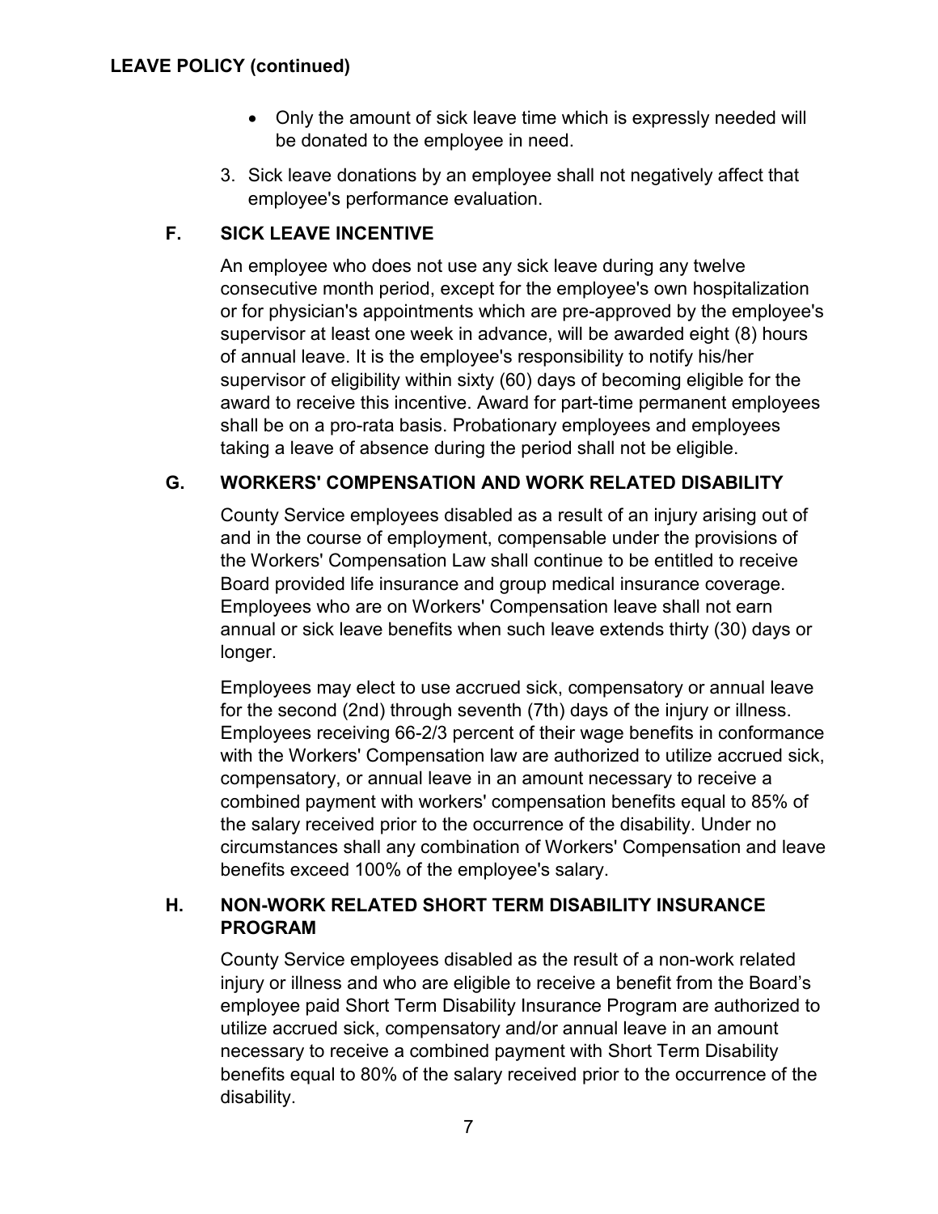**LEAVE POLICY (continued)**

- Only the amount of sick leave time which is expressly needed will be donated to the employee in need.

3. Sick leave donations by an employee shall not negatively affect that employee's performance evaluation.

### F. SICK LEAVE INCENTIVE

An employee who does not use any sick leave during any twelve consecutive month period, except for the employee's own hospitalization or for physician's appointments which are pre-approved by the employee's supervisor at least one week in advance, will be awarded eight (8) hours of annual leave. It is the employee's responsibility to notify his/her supervisor of eligibility within sixty (60) days of becoming eligible for the award to receive this incentive. Award for part-time permanent employees shall be on a pro-rata basis. Probationary employees and employees taking a leave of absence during the period shall not be eligible.

### G. WORKERS' COMPENSATION AND WORK RELATED DISABILITY

County Service employees disabled as a result of an injury arising out of and in the course of employment, compensable under the provisions of the Workers' Compensation Law shall continue to be entitled to receive Board provided life insurance and group medical insurance coverage. Employees who are on Workers' Compensation leave shall not earn annual or sick leave benefits when such leave extends thirty (30) days or longer.

Employees may elect to use accrued sick, compensatory or annual leave for the second (2nd) through seventh (7th) days of the injury or illness. Employees receiving 66-2/3 percent of their wage benefits in conformance with the Workers' Compensation law are authorized to utilize accrued sick, compensatory, or annual leave in an amount necessary to receive a combined payment with workers' compensation benefits equal to 85% of the salary received prior to the occurrence of the disability. Under no circumstances shall any combination of Workers' Compensation and leave benefits exceed 100% of the employee's salary.

### H. NON-WORK RELATED SHORT TERM DISABILITY INSURANCE PROGRAM

County Service employees disabled as the result of a non-work related injury or illness and who are eligible to receive a benefit from the Board's employee paid Short Term Disability Insurance Program are authorized to utilize accrued sick, compensatory and/or annual leave in an amount necessary to receive a combined payment with Short Term Disability benefits equal to 80% of the salary received prior to the occurrence of the disability.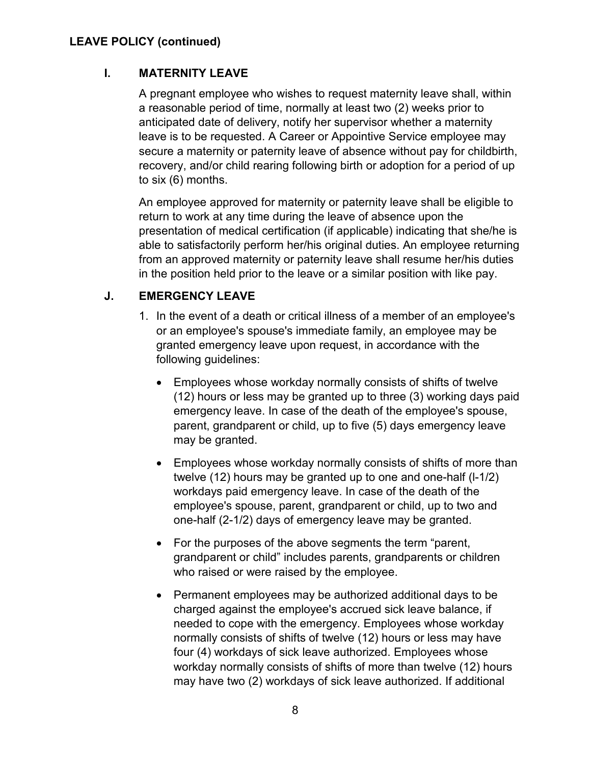**LEAVE POLICY (continued)**

### I. MATERNITY LEAVE

A pregnant employee who wishes to request maternity leave shall, within a reasonable period of time, normally at least two (2) weeks prior to anticipated date of delivery, notify her supervisor whether a maternity leave is to be requested. A Career or Appointive Service employee may secure a maternity or paternity leave of absence without pay for childbirth, recovery, and/or child rearing following birth or adoption for a period of up to six (6) months.

An employee approved for maternity or paternity leave shall be eligible to return to work at any time during the leave of absence upon the presentation of medical certification (if applicable) indicating that she/he is able to satisfactorily perform her/his original duties. An employee returning from an approved maternity or paternity leave shall resume her/his duties in the position held prior to the leave or a similar position with like pay.

### J. EMERGENCY LEAVE

1. In the event of a death or critical illness of a member of an employee's or an employee's spouse's immediate family, an employee may be granted emergency leave upon request, in accordance with the following guidelines:

   - Employees whose workday normally consists of shifts of twelve (12) hours or less may be granted up to three (3) working days paid emergency leave. In case of the death of the employee's spouse, parent, grandparent or child, up to five (5) days emergency leave may be granted.

   - Employees whose workday normally consists of shifts of more than twelve (12) hours may be granted up to one and one-half (l-1/2) workdays paid emergency leave. In case of the death of the employee's spouse, parent, grandparent or child, up to two and one-half (2-1/2) days of emergency leave may be granted.

   - For the purposes of the above segments the term "parent, grandparent or child" includes parents, grandparents or children who raised or were raised by the employee.

   - Permanent employees may be authorized additional days to be charged against the employee's accrued sick leave balance, if needed to cope with the emergency. Employees whose workday normally consists of shifts of twelve (12) hours or less may have four (4) workdays of sick leave authorized. Employees whose workday normally consists of shifts of more than twelve (12) hours may have two (2) workdays of sick leave authorized. If additional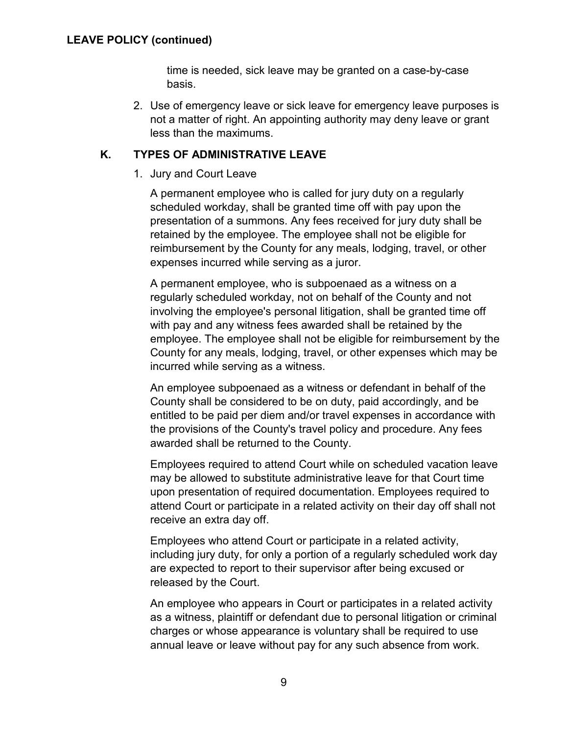time is needed, sick leave may be granted on a case-by-case basis.

2. Use of emergency leave or sick leave for emergency leave purposes is not a matter of right. An appointing authority may deny leave or grant less than the maximums.

## K. TYPES OF ADMINISTRATIVE LEAVE

1. Jury and Court Leave

   A permanent employee who is called for jury duty on a regularly scheduled workday, shall be granted time off with pay upon the presentation of a summons. Any fees received for jury duty shall be retained by the employee. The employee shall not be eligible for reimbursement by the County for any meals, lodging, travel, or other expenses incurred while serving as a juror.

   A permanent employee, who is subpoenaed as a witness on a regularly scheduled workday, not on behalf of the County and not involving the employee's personal litigation, shall be granted time off with pay and any witness fees awarded shall be retained by the employee. The employee shall not be eligible for reimbursement by the County for any meals, lodging, travel, or other expenses which may be incurred while serving as a witness.

   An employee subpoenaed as a witness or defendant in behalf of the County shall be considered to be on duty, paid accordingly, and be entitled to be paid per diem and/or travel expenses in accordance with the provisions of the County's travel policy and procedure. Any fees awarded shall be returned to the County.

   Employees required to attend Court while on scheduled vacation leave may be allowed to substitute administrative leave for that Court time upon presentation of required documentation. Employees required to attend Court or participate in a related activity on their day off shall not receive an extra day off.

   Employees who attend Court or participate in a related activity, including jury duty, for only a portion of a regularly scheduled work day are expected to report to their supervisor after being excused or released by the Court.

   An employee who appears in Court or participates in a related activity as a witness, plaintiff or defendant due to personal litigation or criminal charges or whose appearance is voluntary shall be required to use annual leave or leave without pay for any such absence from work.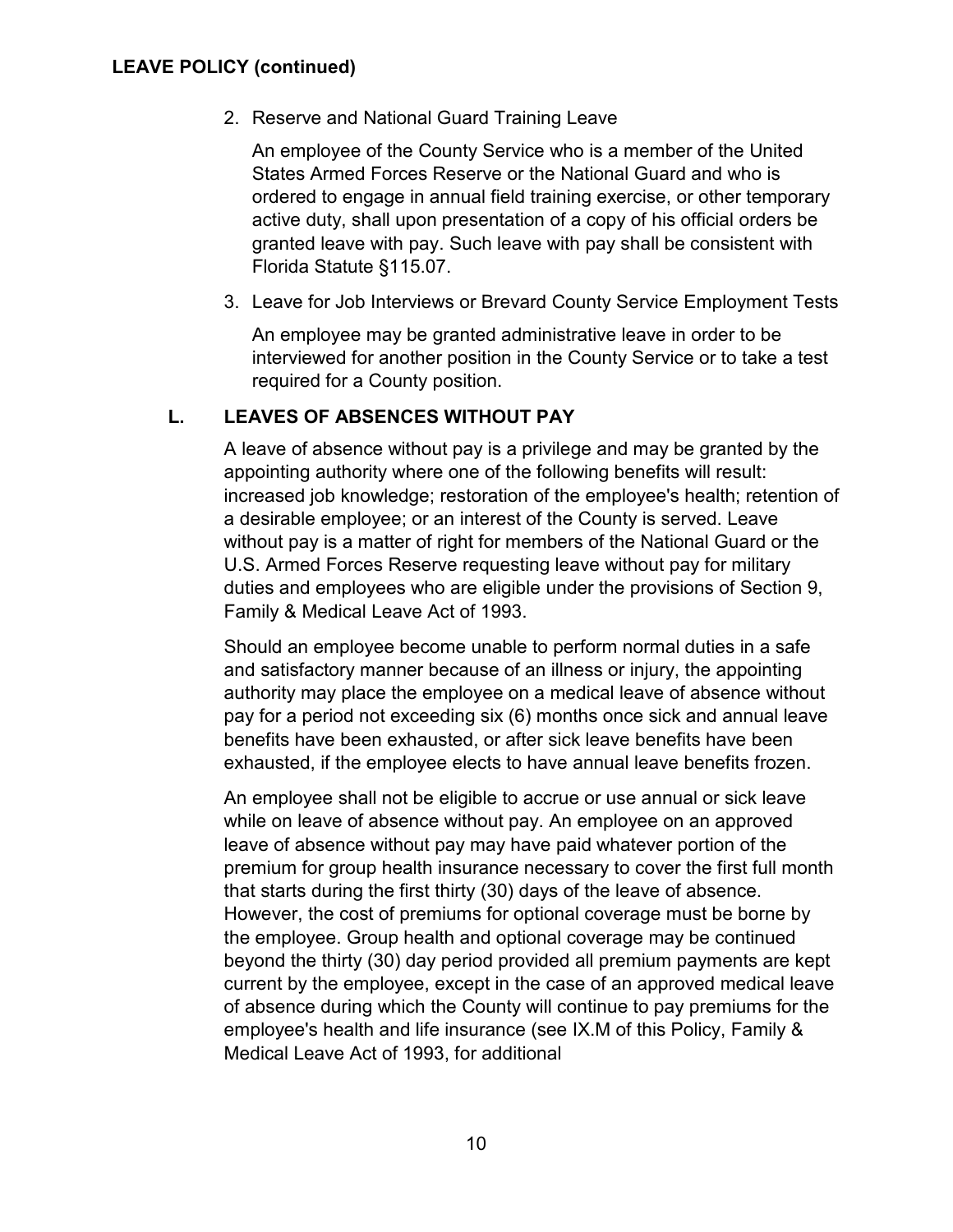## LEAVE POLICY (continued)

2. Reserve and National Guard Training Leave

   An employee of the County Service who is a member of the United States Armed Forces Reserve or the National Guard and who is ordered to engage in annual field training exercise, or other temporary active duty, shall upon presentation of a copy of his official orders be granted leave with pay. Such leave with pay shall be consistent with Florida Statute §115.07.

3. Leave for Job Interviews or Brevard County Service Employment Tests

   An employee may be granted administrative leave in order to be interviewed for another position in the County Service or to take a test required for a County position.

### L. LEAVES OF ABSENCES WITHOUT PAY

A leave of absence without pay is a privilege and may be granted by the appointing authority where one of the following benefits will result: increased job knowledge; restoration of the employee's health; retention of a desirable employee; or an interest of the County is served. Leave without pay is a matter of right for members of the National Guard or the U.S. Armed Forces Reserve requesting leave without pay for military duties and employees who are eligible under the provisions of Section 9, Family & Medical Leave Act of 1993.

Should an employee become unable to perform normal duties in a safe and satisfactory manner because of an illness or injury, the appointing authority may place the employee on a medical leave of absence without pay for a period not exceeding six (6) months once sick and annual leave benefits have been exhausted, or after sick leave benefits have been exhausted, if the employee elects to have annual leave benefits frozen.

An employee shall not be eligible to accrue or use annual or sick leave while on leave of absence without pay. An employee on an approved leave of absence without pay may have paid whatever portion of the premium for group health insurance necessary to cover the first full month that starts during the first thirty (30) days of the leave of absence. However, the cost of premiums for optional coverage must be borne by the employee. Group health and optional coverage may be continued beyond the thirty (30) day period provided all premium payments are kept current by the employee, except in the case of an approved medical leave of absence during which the County will continue to pay premiums for the employee's health and life insurance (see IX.M of this Policy, Family & Medical Leave Act of 1993, for additional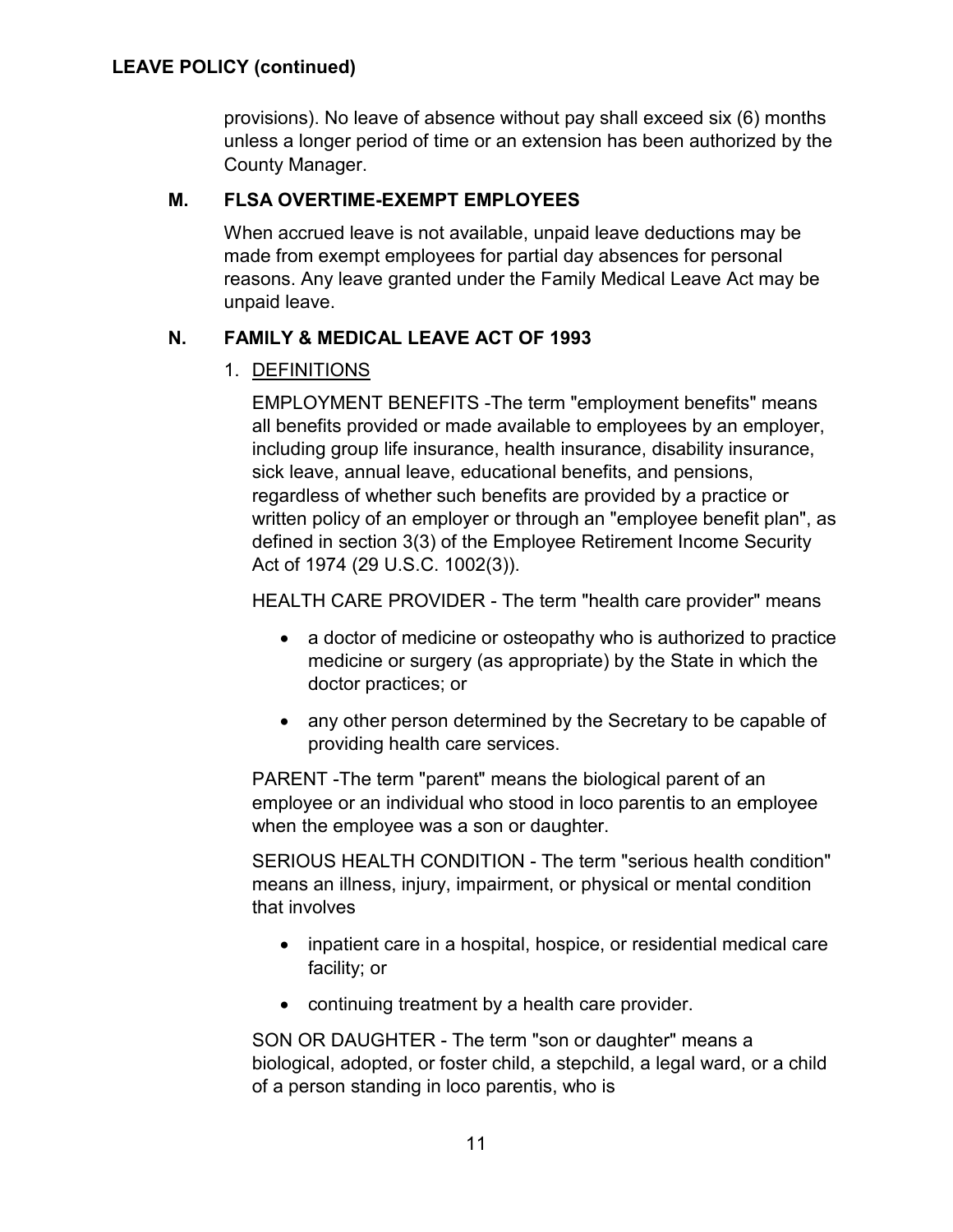provisions). No leave of absence without pay shall exceed six (6) months unless a longer period of time or an extension has been authorized by the County Manager.

### M. FLSA OVERTIME-EXEMPT EMPLOYEES

When accrued leave is not available, unpaid leave deductions may be made from exempt employees for partial day absences for personal reasons. Any leave granted under the Family Medical Leave Act may be unpaid leave.

### N. FAMILY & MEDICAL LEAVE ACT OF 1993

1. DEFINITIONS

EMPLOYMENT BENEFITS -The term "employment benefits" means all benefits provided or made available to employees by an employer, including group life insurance, health insurance, disability insurance, sick leave, annual leave, educational benefits, and pensions, regardless of whether such benefits are provided by a practice or written policy of an employer or through an "employee benefit plan", as defined in section 3(3) of the Employee Retirement Income Security Act of 1974 (29 U.S.C. 1002(3)).

HEALTH CARE PROVIDER - The term "health care provider" means

- a doctor of medicine or osteopathy who is authorized to practice medicine or surgery (as appropriate) by the State in which the doctor practices; or
- any other person determined by the Secretary to be capable of providing health care services.

PARENT -The term "parent" means the biological parent of an employee or an individual who stood in loco parentis to an employee when the employee was a son or daughter.

SERIOUS HEALTH CONDITION - The term "serious health condition" means an illness, injury, impairment, or physical or mental condition that involves

- inpatient care in a hospital, hospice, or residential medical care facility; or
- continuing treatment by a health care provider.

SON OR DAUGHTER - The term "son or daughter" means a biological, adopted, or foster child, a stepchild, a legal ward, or a child of a person standing in loco parentis, who is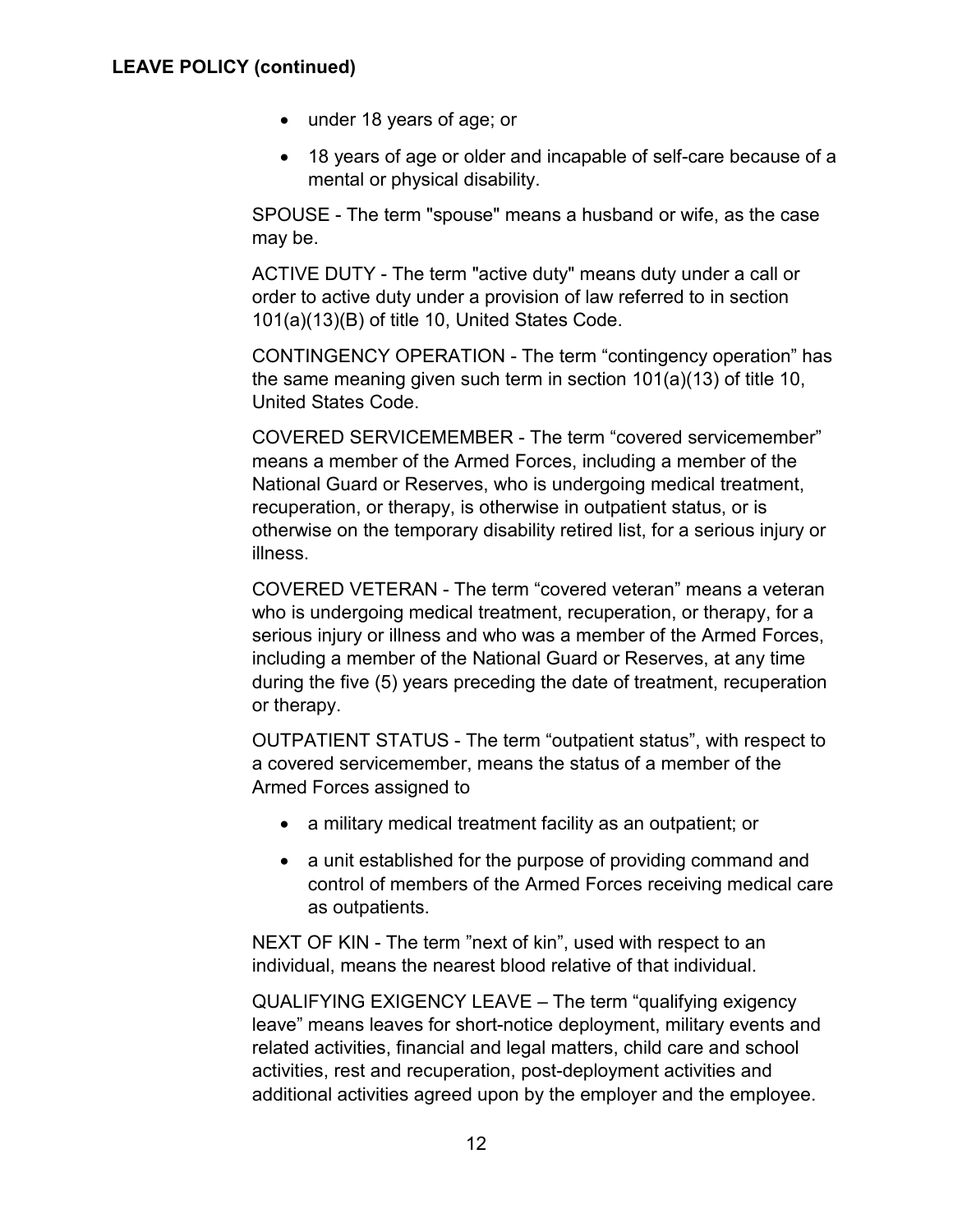**LEAVE POLICY (continued)**

- under 18 years of age; or
- 18 years of age or older and incapable of self-care because of a mental or physical disability.

SPOUSE - The term "spouse" means a husband or wife, as the case may be.

ACTIVE DUTY - The term "active duty" means duty under a call or order to active duty under a provision of law referred to in section 101(a)(13)(B) of title 10, United States Code.

CONTINGENCY OPERATION - The term “contingency operation” has the same meaning given such term in section 101(a)(13) of title 10, United States Code.

COVERED SERVICEMEMBER - The term “covered servicemember” means a member of the Armed Forces, including a member of the National Guard or Reserves, who is undergoing medical treatment, recuperation, or therapy, is otherwise in outpatient status, or is otherwise on the temporary disability retired list, for a serious injury or illness.

COVERED VETERAN - The term “covered veteran” means a veteran who is undergoing medical treatment, recuperation, or therapy, for a serious injury or illness and who was a member of the Armed Forces, including a member of the National Guard or Reserves, at any time during the five (5) years preceding the date of treatment, recuperation or therapy.

OUTPATIENT STATUS - The term “outpatient status”, with respect to a covered servicemember, means the status of a member of the Armed Forces assigned to

- a military medical treatment facility as an outpatient; or
- a unit established for the purpose of providing command and control of members of the Armed Forces receiving medical care as outpatients.

NEXT OF KIN - The term ”next of kin”, used with respect to an individual, means the nearest blood relative of that individual.

QUALIFYING EXIGENCY LEAVE – The term “qualifying exigency leave” means leaves for short-notice deployment, military events and related activities, financial and legal matters, child care and school activities, rest and recuperation, post-deployment activities and additional activities agreed upon by the employer and the employee.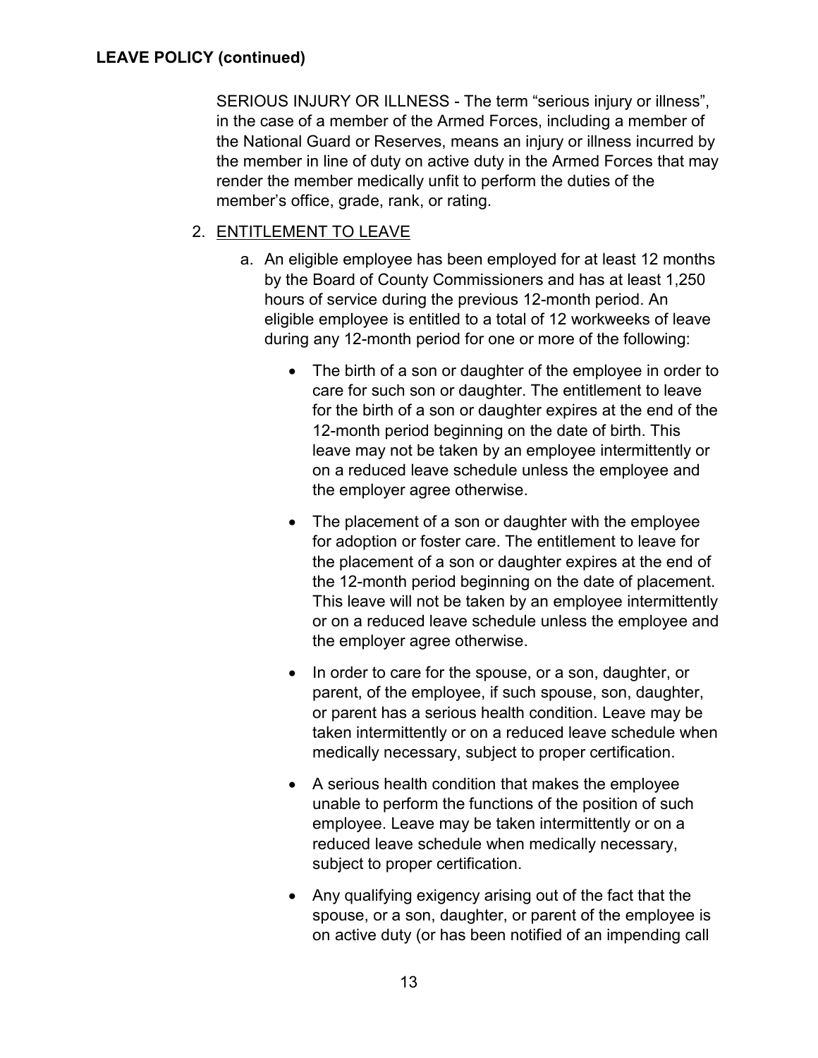SERIOUS INJURY OR ILLNESS - The term “serious injury or illness”, in the case of a member of the Armed Forces, including a member of the National Guard or Reserves, means an injury or illness incurred by the member in line of duty on active duty in the Armed Forces that may render the member medically unfit to perform the duties of the member’s office, grade, rank, or rating.

2. ENTITLEMENT TO LEAVE

   a. An eligible employee has been employed for at least 12 months by the Board of County Commissioners and has at least 1,250 hours of service during the previous 12-month period. An eligible employee is entitled to a total of 12 workweeks of leave during any 12-month period for one or more of the following:

      - The birth of a son or daughter of the employee in order to care for such son or daughter. The entitlement to leave for the birth of a son or daughter expires at the end of the 12-month period beginning on the date of birth. This leave may not be taken by an employee intermittently or on a reduced leave schedule unless the employee and the employer agree otherwise.

      - The placement of a son or daughter with the employee for adoption or foster care. The entitlement to leave for the placement of a son or daughter expires at the end of the 12-month period beginning on the date of placement. This leave will not be taken by an employee intermittently or on a reduced leave schedule unless the employee and the employer agree otherwise.

      - In order to care for the spouse, or a son, daughter, or parent, of the employee, if such spouse, son, daughter, or parent has a serious health condition. Leave may be taken intermittently or on a reduced leave schedule when medically necessary, subject to proper certification.

      - A serious health condition that makes the employee unable to perform the functions of the position of such employee. Leave may be taken intermittently or on a reduced leave schedule when medically necessary, subject to proper certification.

      - Any qualifying exigency arising out of the fact that the spouse, or a son, daughter, or parent of the employee is on active duty (or has been notified of an impending call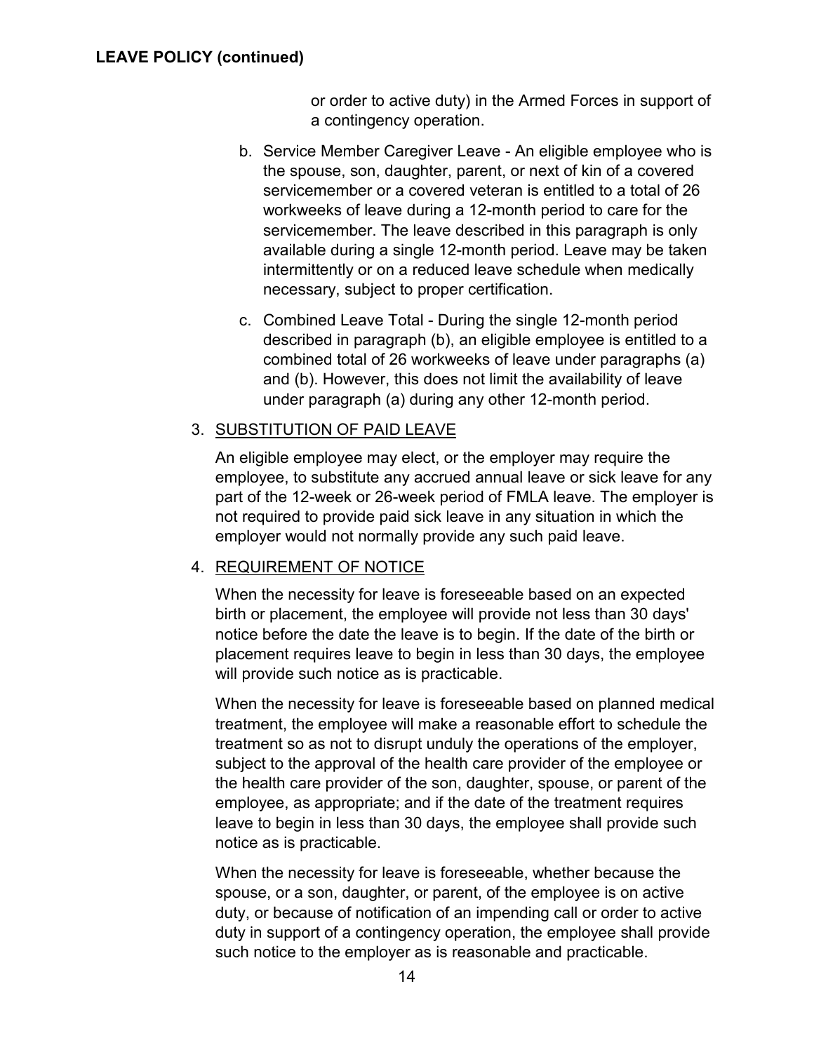or order to active duty) in the Armed Forces in support of a contingency operation.

b. Service Member Caregiver Leave - An eligible employee who is the spouse, son, daughter, parent, or next of kin of a covered servicemember or a covered veteran is entitled to a total of 26 workweeks of leave during a 12-month period to care for the servicemember. The leave described in this paragraph is only available during a single 12-month period. Leave may be taken intermittently or on a reduced leave schedule when medically necessary, subject to proper certification.

c. Combined Leave Total - During the single 12-month period described in paragraph (b), an eligible employee is entitled to a combined total of 26 workweeks of leave under paragraphs (a) and (b). However, this does not limit the availability of leave under paragraph (a) during any other 12-month period.

3. SUBSTITUTION OF PAID LEAVE

An eligible employee may elect, or the employer may require the employee, to substitute any accrued annual leave or sick leave for any part of the 12-week or 26-week period of FMLA leave. The employer is not required to provide paid sick leave in any situation in which the employer would not normally provide any such paid leave.

4. REQUIREMENT OF NOTICE

When the necessity for leave is foreseeable based on an expected birth or placement, the employee will provide not less than 30 days' notice before the date the leave is to begin. If the date of the birth or placement requires leave to begin in less than 30 days, the employee will provide such notice as is practicable.

When the necessity for leave is foreseeable based on planned medical treatment, the employee will make a reasonable effort to schedule the treatment so as not to disrupt unduly the operations of the employer, subject to the approval of the health care provider of the employee or the health care provider of the son, daughter, spouse, or parent of the employee, as appropriate; and if the date of the treatment requires leave to begin in less than 30 days, the employee shall provide such notice as is practicable.

When the necessity for leave is foreseeable, whether because the spouse, or a son, daughter, or parent, of the employee is on active duty, or because of notification of an impending call or order to active duty in support of a contingency operation, the employee shall provide such notice to the employer as is reasonable and practicable.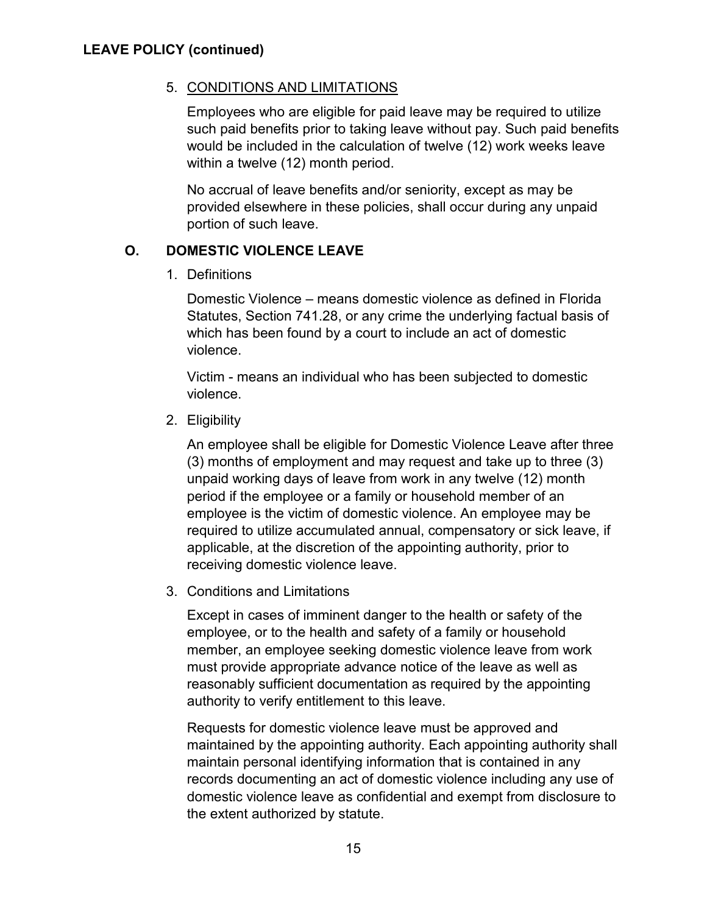## LEAVE POLICY (continued)

5. CONDITIONS AND LIMITATIONS

   Employees who are eligible for paid leave may be required to utilize such paid benefits prior to taking leave without pay. Such paid benefits would be included in the calculation of twelve (12) work weeks leave within a twelve (12) month period.

   No accrual of leave benefits and/or seniority, except as may be provided elsewhere in these policies, shall occur during any unpaid portion of such leave.

### O. DOMESTIC VIOLENCE LEAVE

1. Definitions

   Domestic Violence – means domestic violence as defined in Florida Statutes, Section 741.28, or any crime the underlying factual basis of which has been found by a court to include an act of domestic violence.

   Victim - means an individual who has been subjected to domestic violence.

2. Eligibility

   An employee shall be eligible for Domestic Violence Leave after three (3) months of employment and may request and take up to three (3) unpaid working days of leave from work in any twelve (12) month period if the employee or a family or household member of an employee is the victim of domestic violence. An employee may be required to utilize accumulated annual, compensatory or sick leave, if applicable, at the discretion of the appointing authority, prior to receiving domestic violence leave.

3. Conditions and Limitations

   Except in cases of imminent danger to the health or safety of the employee, or to the health and safety of a family or household member, an employee seeking domestic violence leave from work must provide appropriate advance notice of the leave as well as reasonably sufficient documentation as required by the appointing authority to verify entitlement to this leave.

   Requests for domestic violence leave must be approved and maintained by the appointing authority. Each appointing authority shall maintain personal identifying information that is contained in any records documenting an act of domestic violence including any use of domestic violence leave as confidential and exempt from disclosure to the extent authorized by statute.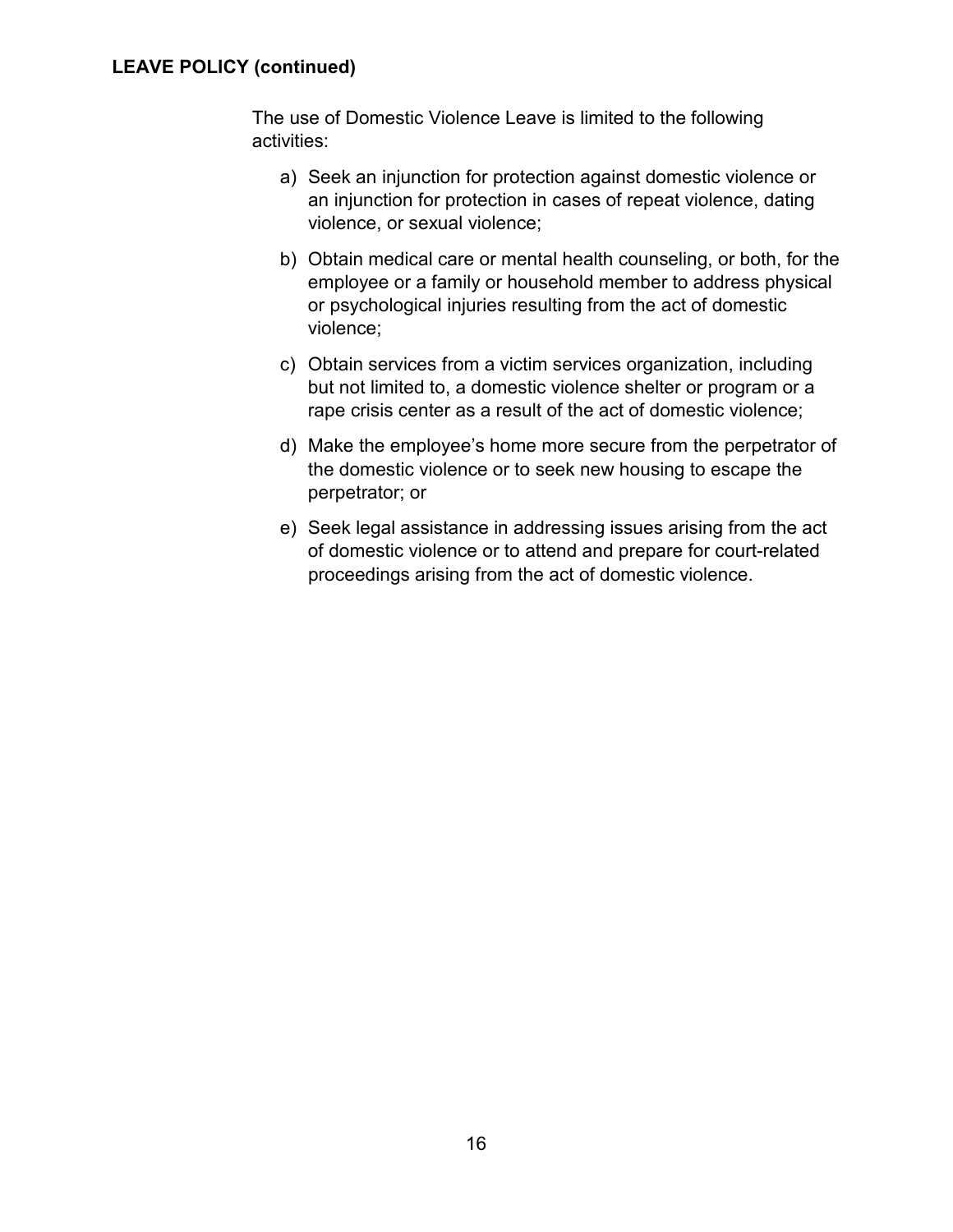**LEAVE POLICY (continued)**

The use of Domestic Violence Leave is limited to the following activities:

a) Seek an injunction for protection against domestic violence or an injunction for protection in cases of repeat violence, dating violence, or sexual violence;

b) Obtain medical care or mental health counseling, or both, for the employee or a family or household member to address physical or psychological injuries resulting from the act of domestic violence;

c) Obtain services from a victim services organization, including but not limited to, a domestic violence shelter or program or a rape crisis center as a result of the act of domestic violence;

d) Make the employee's home more secure from the perpetrator of the domestic violence or to seek new housing to escape the perpetrator; or

e) Seek legal assistance in addressing issues arising from the act of domestic violence or to attend and prepare for court-related proceedings arising from the act of domestic violence.